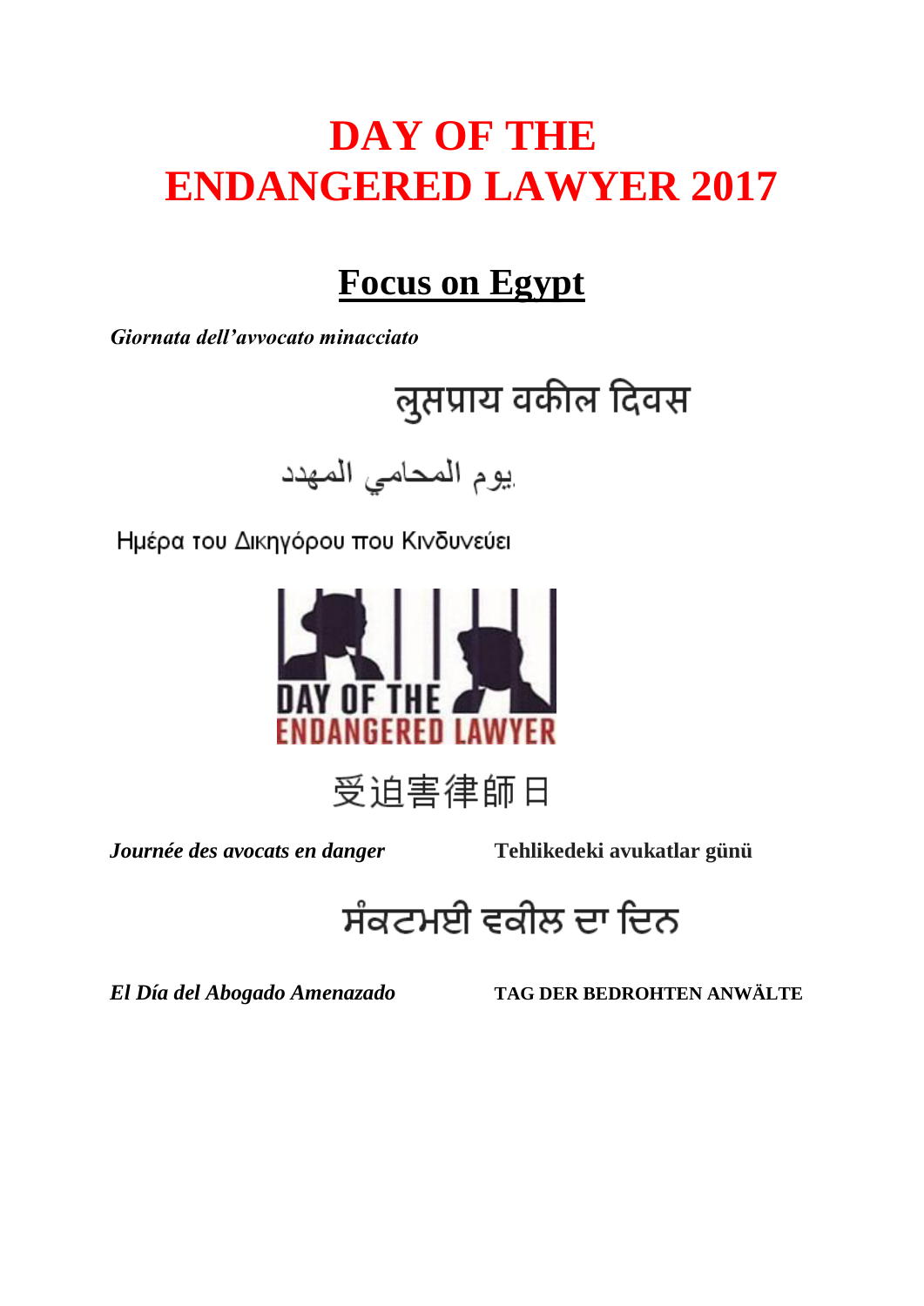# DAY OF THE ENDANGERED LAWYER 2017

## Focus on Egypt

***Giornata dell'avvocato minacciato***

लुप्तप्राय वकील दिवस

يوم المحامي المهدد

Ημέρα του Δικηγόρου που Κινδυνεύει

DAY OF THE ENDANGERED LAWYER

受迫害律師日

***Journée des avocats en danger***

**Tehlikedeki avukatlar günü**

ਸੰਕਟਮਈ ਵਕੀਲ ਦਾ ਦਿਨ

***El Día del Abogado Amenazado***

**TAG DER BEDROHTEN ANWÄLTE**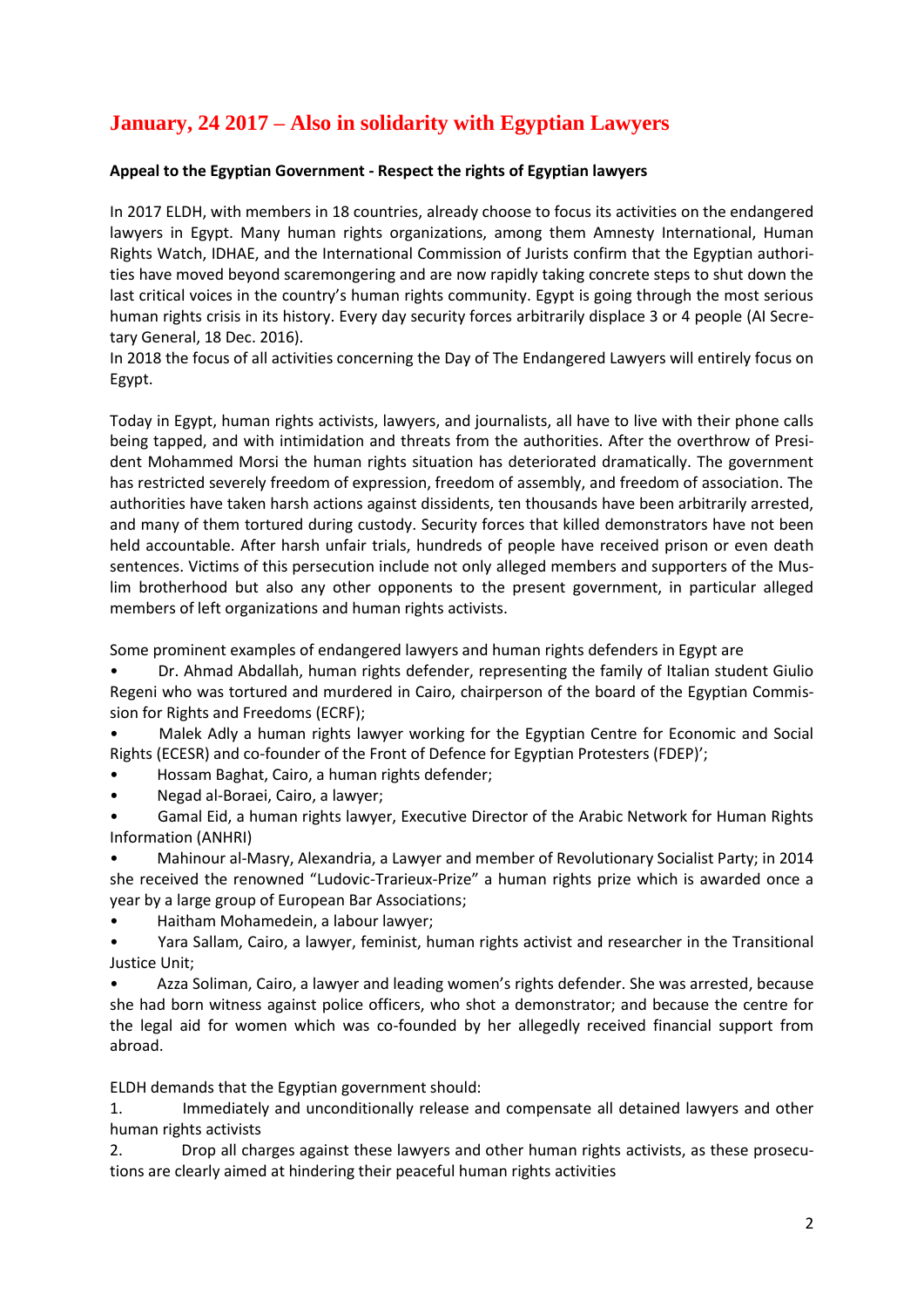## January, 24 2017 – Also in solidarity with Egyptian Lawyers

**Appeal to the Egyptian Government - Respect the rights of Egyptian lawyers**

In 2017 ELDH, with members in 18 countries, already choose to focus its activities on the endangered lawyers in Egypt. Many human rights organizations, among them Amnesty International, Human Rights Watch, IDHAE, and the International Commission of Jurists confirm that the Egyptian authorities have moved beyond scaremongering and are now rapidly taking concrete steps to shut down the last critical voices in the country's human rights community. Egypt is going through the most serious human rights crisis in its history. Every day security forces arbitrarily displace 3 or 4 people (AI Secretary General, 18 Dec. 2016).
In 2018 the focus of all activities concerning the Day of The Endangered Lawyers will entirely focus on Egypt.

Today in Egypt, human rights activists, lawyers, and journalists, all have to live with their phone calls being tapped, and with intimidation and threats from the authorities. After the overthrow of President Mohammed Morsi the human rights situation has deteriorated dramatically. The government has restricted severely freedom of expression, freedom of assembly, and freedom of association. The authorities have taken harsh actions against dissidents, ten thousands have been arbitrarily arrested, and many of them tortured during custody. Security forces that killed demonstrators have not been held accountable. After harsh unfair trials, hundreds of people have received prison or even death sentences. Victims of this persecution include not only alleged members and supporters of the Muslim brotherhood but also any other opponents to the present government, in particular alleged members of left organizations and human rights activists.

Some prominent examples of endangered lawyers and human rights defenders in Egypt are

- Dr. Ahmad Abdallah, human rights defender, representing the family of Italian student Giulio Regeni who was tortured and murdered in Cairo, chairperson of the board of the Egyptian Commission for Rights and Freedoms (ECRF);
- Malek Adly a human rights lawyer working for the Egyptian Centre for Economic and Social Rights (ECESR) and co-founder of the Front of Defence for Egyptian Protesters (FDEP)';
- Hossam Baghat, Cairo, a human rights defender;
- Negad al-Boraei, Cairo, a lawyer;
- Gamal Eid, a human rights lawyer, Executive Director of the Arabic Network for Human Rights Information (ANHRI)
- Mahinour al-Masry, Alexandria, a Lawyer and member of Revolutionary Socialist Party; in 2014 she received the renowned "Ludovic-Trarieux-Prize" a human rights prize which is awarded once a year by a large group of European Bar Associations;
- Haitham Mohamedein, a labour lawyer;
- Yara Sallam, Cairo, a lawyer, feminist, human rights activist and researcher in the Transitional Justice Unit;
- Azza Soliman, Cairo, a lawyer and leading women's rights defender. She was arrested, because she had born witness against police officers, who shot a demonstrator; and because the centre for the legal aid for women which was co-founded by her allegedly received financial support from abroad.

ELDH demands that the Egyptian government should:

1. Immediately and unconditionally release and compensate all detained lawyers and other human rights activists
2. Drop all charges against these lawyers and other human rights activists, as these prosecutions are clearly aimed at hindering their peaceful human rights activities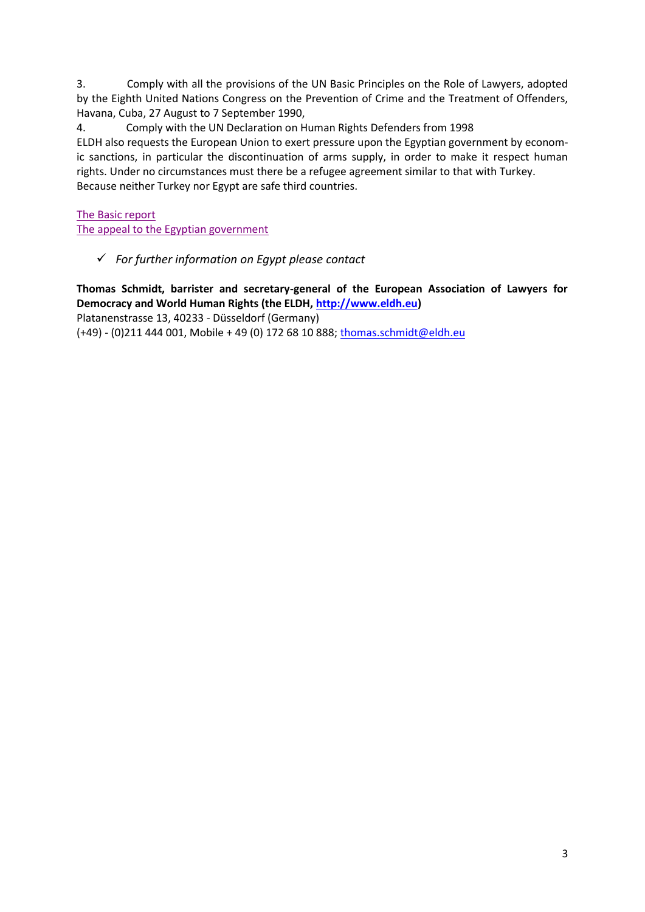3. Comply with all the provisions of the UN Basic Principles on the Role of Lawyers, adopted by the Eighth United Nations Congress on the Prevention of Crime and the Treatment of Offenders, Havana, Cuba, 27 August to 7 September 1990,
4. Comply with the UN Declaration on Human Rights Defenders from 1998

ELDH also requests the European Union to exert pressure upon the Egyptian government by economic sanctions, in particular the discontinuation of arms supply, in order to make it respect human rights. Under no circumstances must there be a refugee agreement similar to that with Turkey. Because neither Turkey nor Egypt are safe third countries.

The Basic report
The appeal to the Egyptian government

- ✓ *For further information on Egypt please contact*

**Thomas Schmidt, barrister and secretary-general of the European Association of Lawyers for Democracy and World Human Rights (the ELDH, http://www.eldh.eu)**
Platanenstrasse 13, 40233 - Düsseldorf (Germany)
(+49) - (0)211 444 001, Mobile + 49 (0) 172 68 10 888; thomas.schmidt@eldh.eu